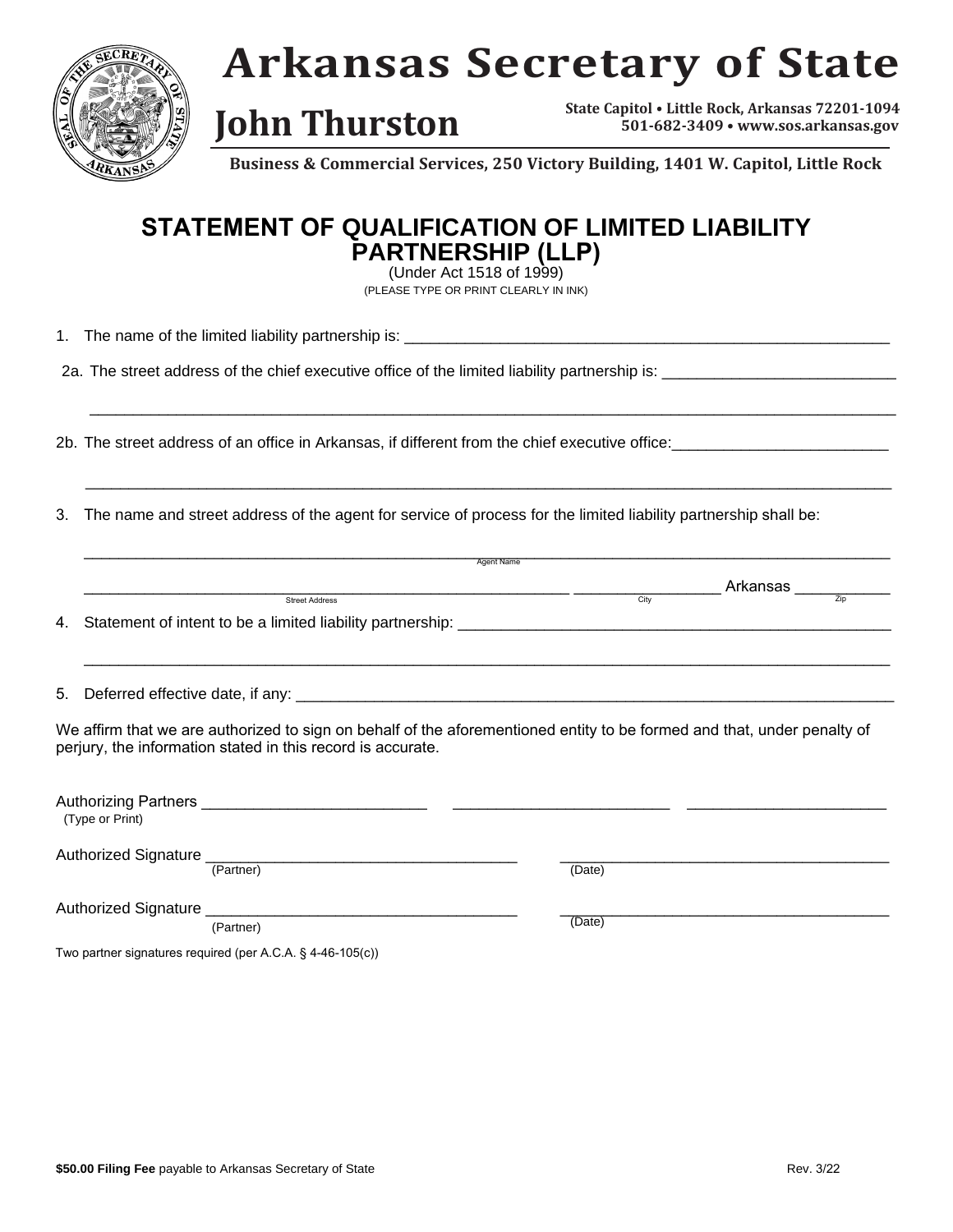# Arkansas Secretary of State

## John Thurston

State Capitol • Little Rock, Arkansas 72201-1094
501-682-3409 • www.sos.arkansas.gov

**Business & Commercial Services, 250 Victory Building, 1401 W. Capitol, Little Rock**

## STATEMENT OF QUALIFICATION OF LIMITED LIABILITY PARTNERSHIP (LLP)

(Under Act 1518 of 1999)

(PLEASE TYPE OR PRINT CLEARLY IN INK)

1. The name of the limited liability partnership is: ____________________________________________

2a. The street address of the chief executive office of the limited liability partnership is: ____________________

______________________________________________________________________________

2b. The street address of an office in Arkansas, if different from the chief executive office: ____________________

______________________________________________________________________________

3. The name and street address of the agent for service of process for the limited liability partnership shall be:

______________________________________________________________________________
Agent Name

____________________________________________ ______________ Arkansas __________
Street Address City Zip

4. Statement of intent to be a limited liability partnership: ______________________________________

______________________________________________________________________________

5. Deferred effective date, if any: ____________________________________________________

We affirm that we are authorized to sign on behalf of the aforementioned entity to be formed and that, under penalty of perjury, the information stated in this record is accurate.

Authorizing Partners ____________________ ____________________ ____________________
(Type or Print)

Authorized Signature ______________________________ ______________________________
(Partner) (Date)

Authorized Signature ______________________________ ______________________________
(Partner) (Date)

Two partner signatures required (per A.C.A. § 4-46-105(c))

**$50.00 Filing Fee** payable to Arkansas Secretary of State

Rev. 3/22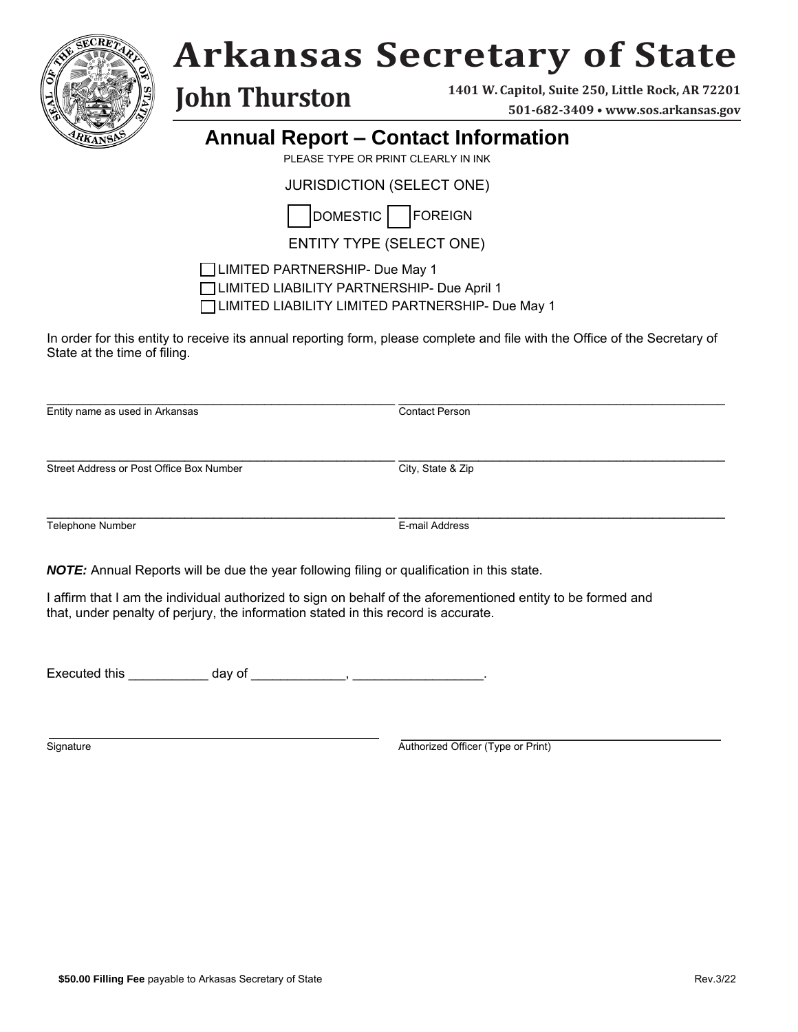# Arkansas Secretary of State

## John Thurston

1401 W. Capitol, Suite 250, Little Rock, AR 72201
501-682-3409 • www.sos.arkansas.gov

## Annual Report – Contact Information

PLEASE TYPE OR PRINT CLEARLY IN INK

JURISDICTION (SELECT ONE)

☐ DOMESTIC ☐ FOREIGN

ENTITY TYPE (SELECT ONE)

☐ LIMITED PARTNERSHIP- Due May 1
☐ LIMITED LIABILITY PARTNERSHIP- Due April 1
☐ LIMITED LIABILITY LIMITED PARTNERSHIP- Due May 1

In order for this entity to receive its annual reporting form, please complete and file with the Office of the Secretary of State at the time of filing.

| | |
|---|---|
| ______________________________ | ______________________________ |
| Entity name as used in Arkansas | Contact Person |
| ______________________________ | ______________________________ |
| Street Address or Post Office Box Number | City, State & Zip |
| ______________________________ | ______________________________ |
| Telephone Number | E-mail Address |

***NOTE:*** Annual Reports will be due the year following filing or qualification in this state.

I affirm that I am the individual authorized to sign on behalf of the aforementioned entity to be formed and that, under penalty of perjury, the information stated in this record is accurate.

Executed this ___________ day of _____________, _________________.

| | |
|---|---|
| ______________________________ | ______________________________ |
| Signature | Authorized Officer (Type or Print) |

**$50.00 Filling Fee** payable to Arkasas Secretary of State

Rev.3/22